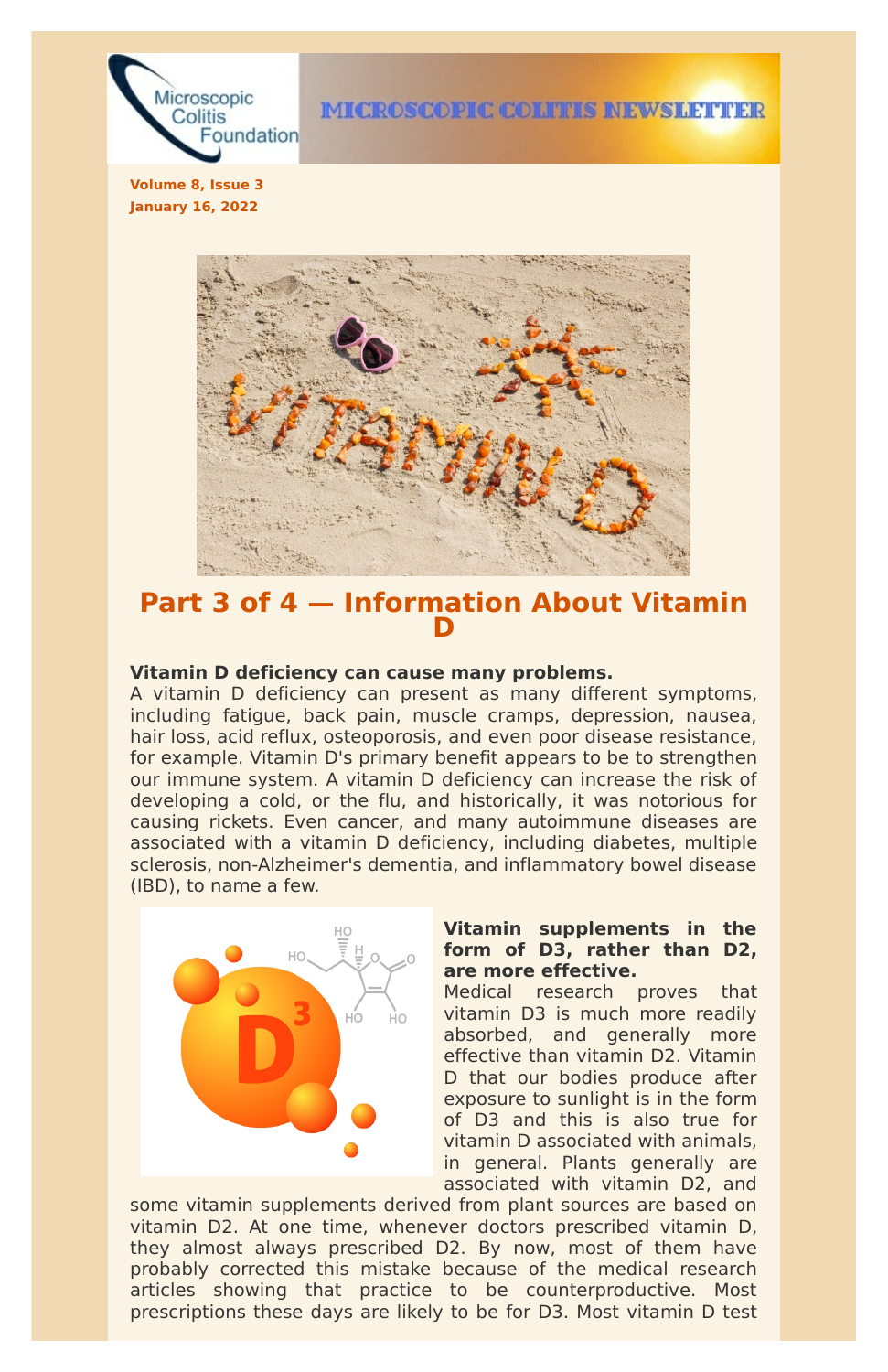Microscopic Colitis Foundation

# MICROSCOPIC COLITIS NEWSLETTER

**Volume 8, Issue 3**
**January 16, 2022**

## Part 3 of 4 — Information About Vitamin D

**Vitamin D deficiency can cause many problems.**
A vitamin D deficiency can present as many different symptoms, including fatigue, back pain, muscle cramps, depression, nausea, hair loss, acid reflux, osteoporosis, and even poor disease resistance, for example. Vitamin D's primary benefit appears to be to strengthen our immune system. A vitamin D deficiency can increase the risk of developing a cold, or the flu, and historically, it was notorious for causing rickets. Even cancer, and many autoimmune diseases are associated with a vitamin D deficiency, including diabetes, multiple sclerosis, non-Alzheimer's dementia, and inflammatory bowel disease (IBD), to name a few.

**Vitamin supplements in the form of D3, rather than D2, are more effective.**
Medical research proves that vitamin D3 is much more readily absorbed, and generally more effective than vitamin D2. Vitamin D that our bodies produce after exposure to sunlight is in the form of D3 and this is also true for vitamin D associated with animals, in general. Plants generally are associated with vitamin D2, and some vitamin supplements derived from plant sources are based on vitamin D2. At one time, whenever doctors prescribed vitamin D, they almost always prescribed D2. By now, most of them have probably corrected this mistake because of the medical research articles showing that practice to be counterproductive. Most prescriptions these days are likely to be for D3. Most vitamin D test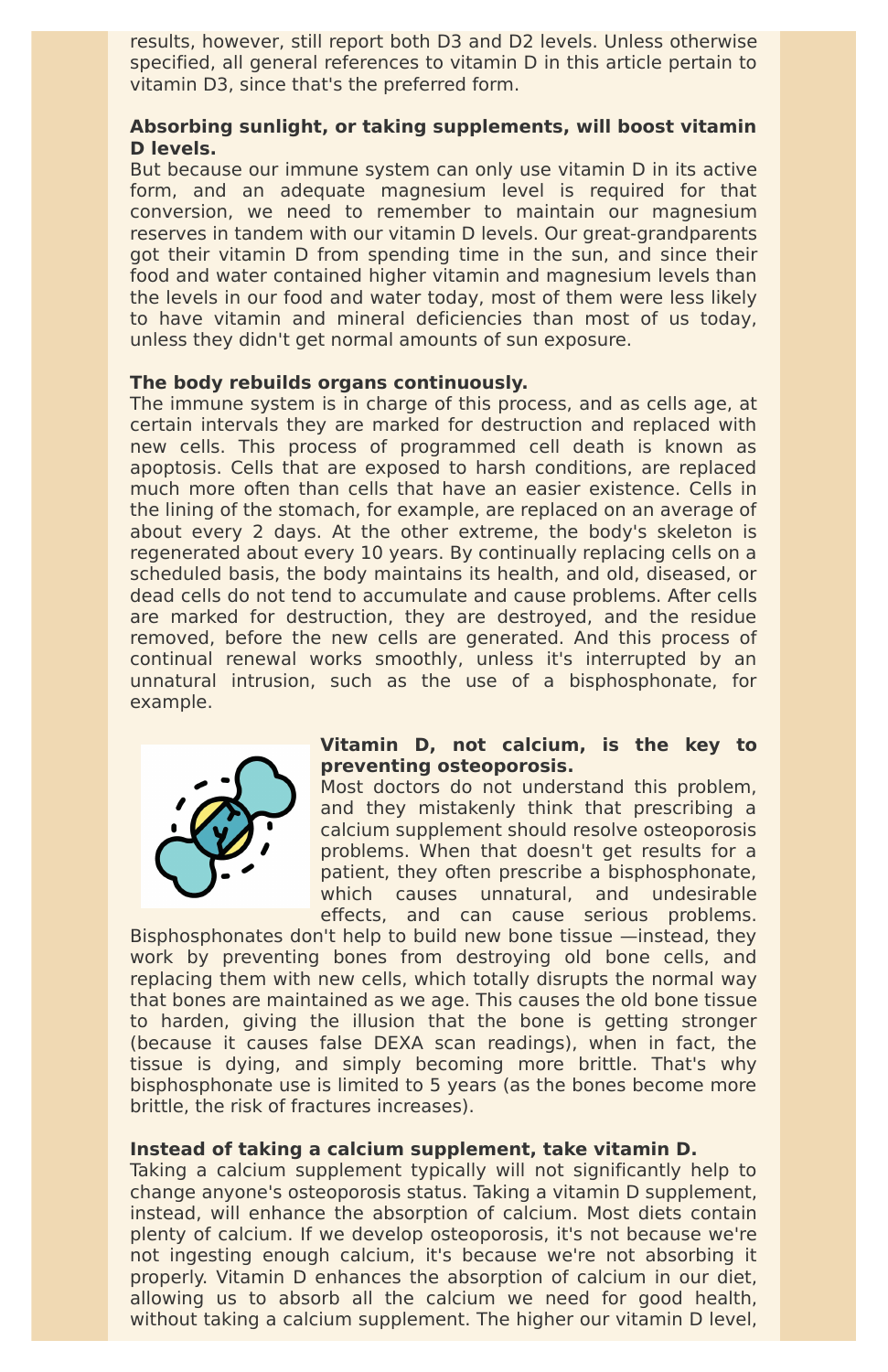results, however, still report both D3 and D2 levels. Unless otherwise specified, all general references to vitamin D in this article pertain to vitamin D3, since that's the preferred form.

**Absorbing sunlight, or taking supplements, will boost vitamin D levels.**

But because our immune system can only use vitamin D in its active form, and an adequate magnesium level is required for that conversion, we need to remember to maintain our magnesium reserves in tandem with our vitamin D levels. Our great-grandparents got their vitamin D from spending time in the sun, and since their food and water contained higher vitamin and magnesium levels than the levels in our food and water today, most of them were less likely to have vitamin and mineral deficiencies than most of us today, unless they didn't get normal amounts of sun exposure.

**The body rebuilds organs continuously.**

The immune system is in charge of this process, and as cells age, at certain intervals they are marked for destruction and replaced with new cells. This process of programmed cell death is known as apoptosis. Cells that are exposed to harsh conditions, are replaced much more often than cells that have an easier existence. Cells in the lining of the stomach, for example, are replaced on an average of about every 2 days. At the other extreme, the body's skeleton is regenerated about every 10 years. By continually replacing cells on a scheduled basis, the body maintains its health, and old, diseased, or dead cells do not tend to accumulate and cause problems. After cells are marked for destruction, they are destroyed, and the residue removed, before the new cells are generated. And this process of continual renewal works smoothly, unless it's interrupted by an unnatural intrusion, such as the use of a bisphosphonate, for example.

**Vitamin D, not calcium, is the key to preventing osteoporosis.**

Most doctors do not understand this problem, and they mistakenly think that prescribing a calcium supplement should resolve osteoporosis problems. When that doesn't get results for a patient, they often prescribe a bisphosphonate, which causes unnatural, and undesirable effects, and can cause serious problems. Bisphosphonates don't help to build new bone tissue —instead, they work by preventing bones from destroying old bone cells, and replacing them with new cells, which totally disrupts the normal way that bones are maintained as we age. This causes the old bone tissue to harden, giving the illusion that the bone is getting stronger (because it causes false DEXA scan readings), when in fact, the tissue is dying, and simply becoming more brittle. That's why bisphosphonate use is limited to 5 years (as the bones become more brittle, the risk of fractures increases).

**Instead of taking a calcium supplement, take vitamin D.**

Taking a calcium supplement typically will not significantly help to change anyone's osteoporosis status. Taking a vitamin D supplement, instead, will enhance the absorption of calcium. Most diets contain plenty of calcium. If we develop osteoporosis, it's not because we're not ingesting enough calcium, it's because we're not absorbing it properly. Vitamin D enhances the absorption of calcium in our diet, allowing us to absorb all the calcium we need for good health, without taking a calcium supplement. The higher our vitamin D level,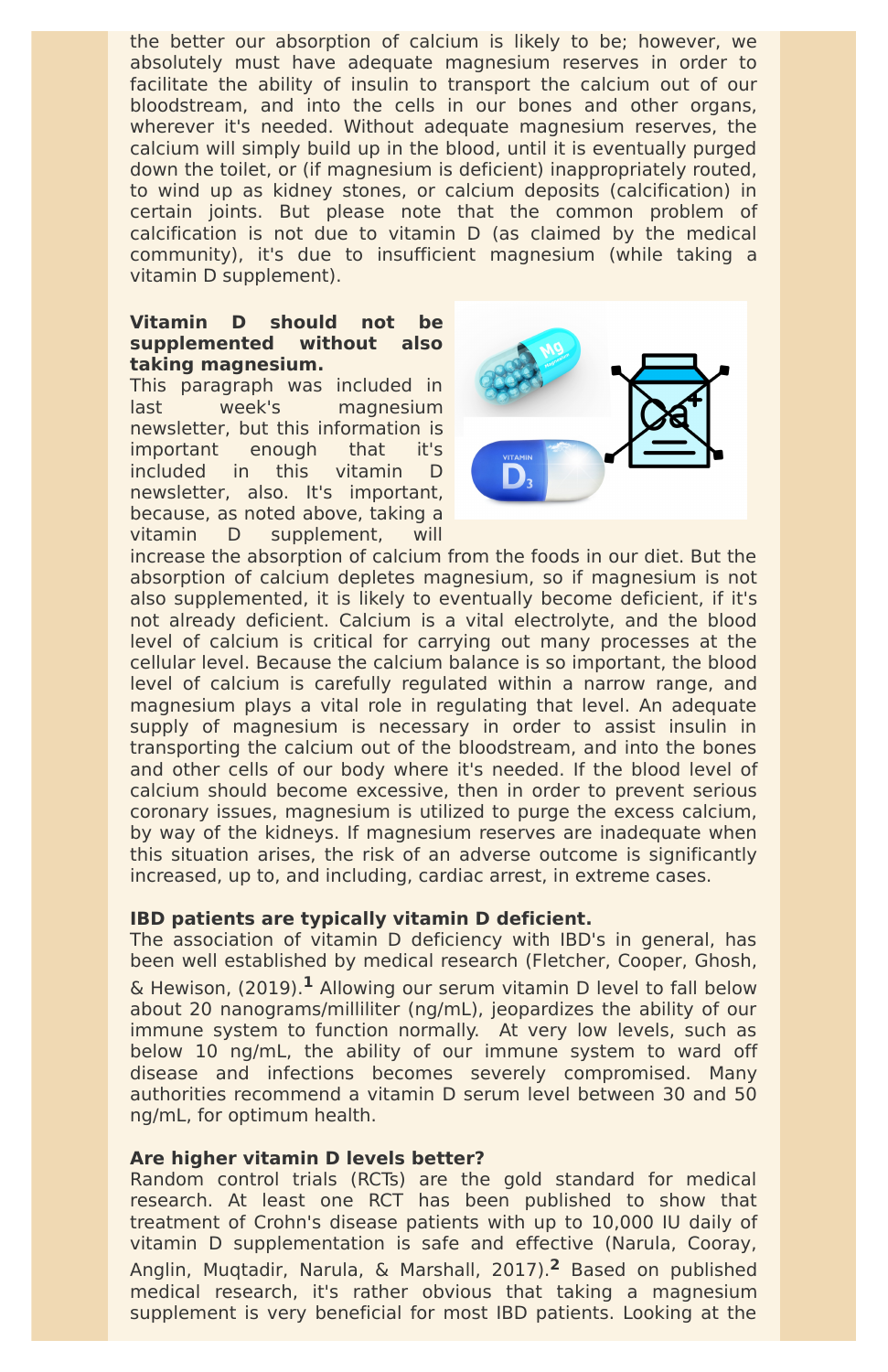the better our absorption of calcium is likely to be; however, we absolutely must have adequate magnesium reserves in order to facilitate the ability of insulin to transport the calcium out of our bloodstream, and into the cells in our bones and other organs, wherever it's needed. Without adequate magnesium reserves, the calcium will simply build up in the blood, until it is eventually purged down the toilet, or (if magnesium is deficient) inappropriately routed, to wind up as kidney stones, or calcium deposits (calcification) in certain joints. But please note that the common problem of calcification is not due to vitamin D (as claimed by the medical community), it's due to insufficient magnesium (while taking a vitamin D supplement).

**Vitamin D should not be supplemented without also taking magnesium.**

This paragraph was included in last week's magnesium newsletter, but this information is important enough that it's included in this vitamin D newsletter, also. It's important, because, as noted above, taking a vitamin D supplement, will increase the absorption of calcium from the foods in our diet. But the absorption of calcium depletes magnesium, so if magnesium is not also supplemented, it is likely to eventually become deficient, if it's not already deficient. Calcium is a vital electrolyte, and the blood level of calcium is critical for carrying out many processes at the cellular level. Because the calcium balance is so important, the blood level of calcium is carefully regulated within a narrow range, and magnesium plays a vital role in regulating that level. An adequate supply of magnesium is necessary in order to assist insulin in transporting the calcium out of the bloodstream, and into the bones and other cells of our body where it's needed. If the blood level of calcium should become excessive, then in order to prevent serious coronary issues, magnesium is utilized to purge the excess calcium, by way of the kidneys. If magnesium reserves are inadequate when this situation arises, the risk of an adverse outcome is significantly increased, up to, and including, cardiac arrest, in extreme cases.

**IBD patients are typically vitamin D deficient.**

The association of vitamin D deficiency with IBD's in general, has been well established by medical research (Fletcher, Cooper, Ghosh, & Hewison, (2019).[1] Allowing our serum vitamin D level to fall below about 20 nanograms/milliliter (ng/mL), jeopardizes the ability of our immune system to function normally. At very low levels, such as below 10 ng/mL, the ability of our immune system to ward off disease and infections becomes severely compromised. Many authorities recommend a vitamin D serum level between 30 and 50 ng/mL, for optimum health.

**Are higher vitamin D levels better?**

Random control trials (RCTs) are the gold standard for medical research. At least one RCT has been published to show that treatment of Crohn's disease patients with up to 10,000 IU daily of vitamin D supplementation is safe and effective (Narula, Cooray, Anglin, Muqtadir, Narula, & Marshall, 2017).[2] Based on published medical research, it's rather obvious that taking a magnesium supplement is very beneficial for most IBD patients. Looking at the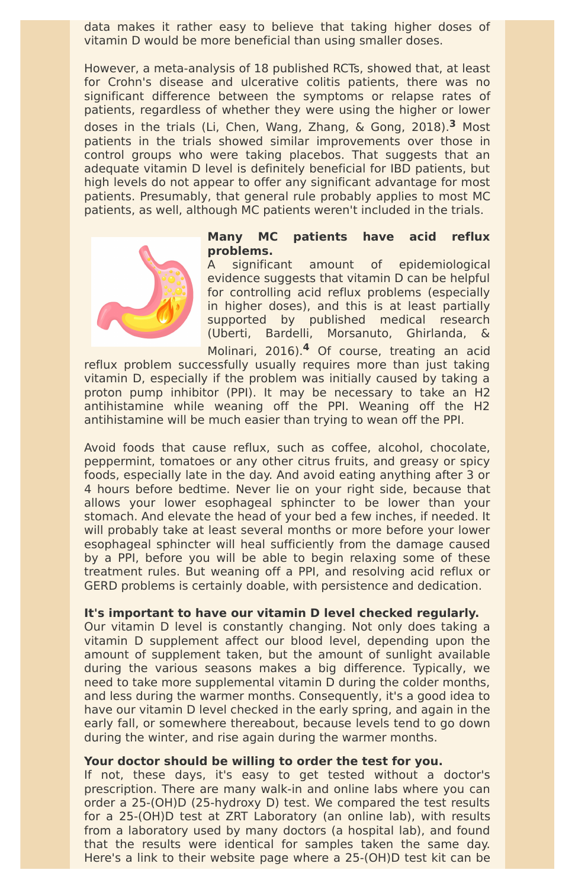data makes it rather easy to believe that taking higher doses of vitamin D would be more beneficial than using smaller doses.

However, a meta-analysis of 18 published RCTs, showed that, at least for Crohn's disease and ulcerative colitis patients, there was no significant difference between the symptoms or relapse rates of patients, regardless of whether they were using the higher or lower doses in the trials (Li, Chen, Wang, Zhang, & Gong, 2018).[3] Most patients in the trials showed similar improvements over those in control groups who were taking placebos. That suggests that an adequate vitamin D level is definitely beneficial for IBD patients, but high levels do not appear to offer any significant advantage for most patients. Presumably, that general rule probably applies to most MC patients, as well, although MC patients weren't included in the trials.

**Many MC patients have acid reflux problems.**
A significant amount of epidemiological evidence suggests that vitamin D can be helpful for controlling acid reflux problems (especially in higher doses), and this is at least partially supported by published medical research (Uberti, Bardelli, Morsanuto, Ghirlanda, & Molinari, 2016).[4] Of course, treating an acid reflux problem successfully usually requires more than just taking vitamin D, especially if the problem was initially caused by taking a proton pump inhibitor (PPI). It may be necessary to take an H2 antihistamine while weaning off the PPI. Weaning off the H2 antihistamine will be much easier than trying to wean off the PPI.

Avoid foods that cause reflux, such as coffee, alcohol, chocolate, peppermint, tomatoes or any other citrus fruits, and greasy or spicy foods, especially late in the day. And avoid eating anything after 3 or 4 hours before bedtime. Never lie on your right side, because that allows your lower esophageal sphincter to be lower than your stomach. And elevate the head of your bed a few inches, if needed. It will probably take at least several months or more before your lower esophageal sphincter will heal sufficiently from the damage caused by a PPI, before you will be able to begin relaxing some of these treatment rules. But weaning off a PPI, and resolving acid reflux or GERD problems is certainly doable, with persistence and dedication.

**It's important to have our vitamin D level checked regularly.**
Our vitamin D level is constantly changing. Not only does taking a vitamin D supplement affect our blood level, depending upon the amount of supplement taken, but the amount of sunlight available during the various seasons makes a big difference. Typically, we need to take more supplemental vitamin D during the colder months, and less during the warmer months. Consequently, it's a good idea to have our vitamin D level checked in the early spring, and again in the early fall, or somewhere thereabout, because levels tend to go down during the winter, and rise again during the warmer months.

**Your doctor should be willing to order the test for you.**
If not, these days, it's easy to get tested without a doctor's prescription. There are many walk-in and online labs where you can order a 25-(OH)D (25-hydroxy D) test. We compared the test results for a 25-(OH)D test at ZRT Laboratory (an online lab), with results from a laboratory used by many doctors (a hospital lab), and found that the results were identical for samples taken the same day. Here's a link to their website page where a 25-(OH)D test kit can be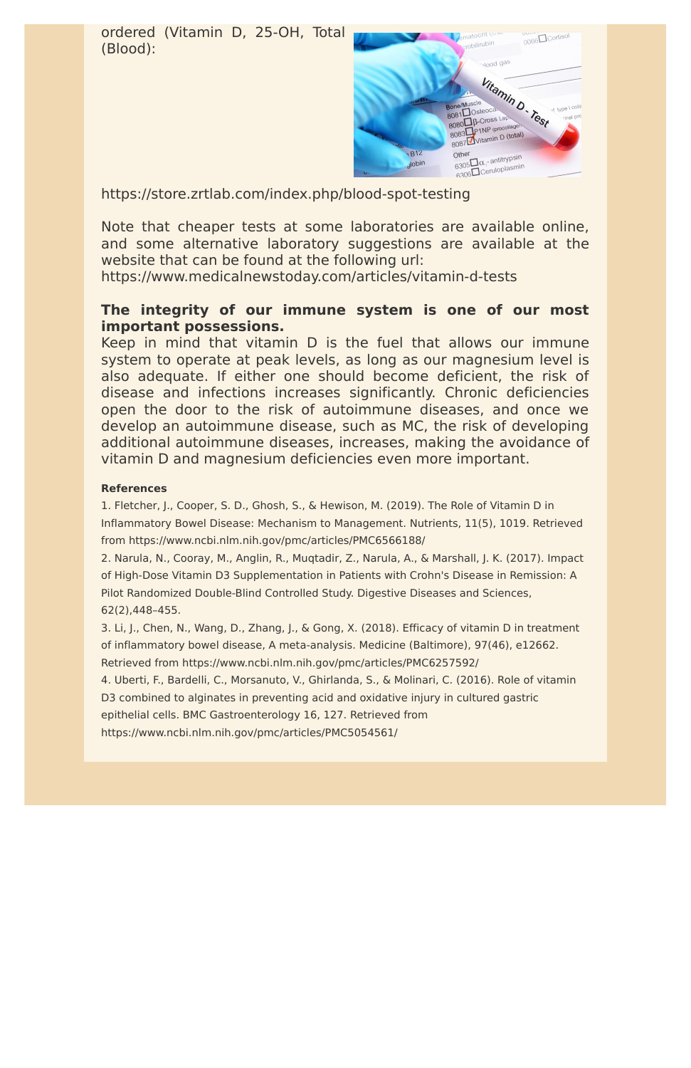ordered (Vitamin D, 25-OH, Total (Blood):

https://store.zrtlab.com/index.php/blood-spot-testing

Note that cheaper tests at some laboratories are available online, and some alternative laboratory suggestions are available at the website that can be found at the following url:
https://www.medicalnewstoday.com/articles/vitamin-d-tests

**The integrity of our immune system is one of our most important possessions.**
Keep in mind that vitamin D is the fuel that allows our immune system to operate at peak levels, as long as our magnesium level is also adequate. If either one should become deficient, the risk of disease and infections increases significantly. Chronic deficiencies open the door to the risk of autoimmune diseases, and once we develop an autoimmune disease, such as MC, the risk of developing additional autoimmune diseases, increases, making the avoidance of vitamin D and magnesium deficiencies even more important.

**References**

1. Fletcher, J., Cooper, S. D., Ghosh, S., & Hewison, M. (2019). The Role of Vitamin D in Inflammatory Bowel Disease: Mechanism to Management. Nutrients, 11(5), 1019. Retrieved from https://www.ncbi.nlm.nih.gov/pmc/articles/PMC6566188/
2. Narula, N., Cooray, M., Anglin, R., Muqtadir, Z., Narula, A., & Marshall, J. K. (2017). Impact of High-Dose Vitamin D3 Supplementation in Patients with Crohn's Disease in Remission: A Pilot Randomized Double-Blind Controlled Study. Digestive Diseases and Sciences, 62(2),448–455.
3. Li, J., Chen, N., Wang, D., Zhang, J., & Gong, X. (2018). Efficacy of vitamin D in treatment of inflammatory bowel disease, A meta-analysis. Medicine (Baltimore), 97(46), e12662. Retrieved from https://www.ncbi.nlm.nih.gov/pmc/articles/PMC6257592/
4. Uberti, F., Bardelli, C., Morsanuto, V., Ghirlanda, S., & Molinari, C. (2016). Role of vitamin D3 combined to alginates in preventing acid and oxidative injury in cultured gastric epithelial cells. BMC Gastroenterology 16, 127. Retrieved from https://www.ncbi.nlm.nih.gov/pmc/articles/PMC5054561/